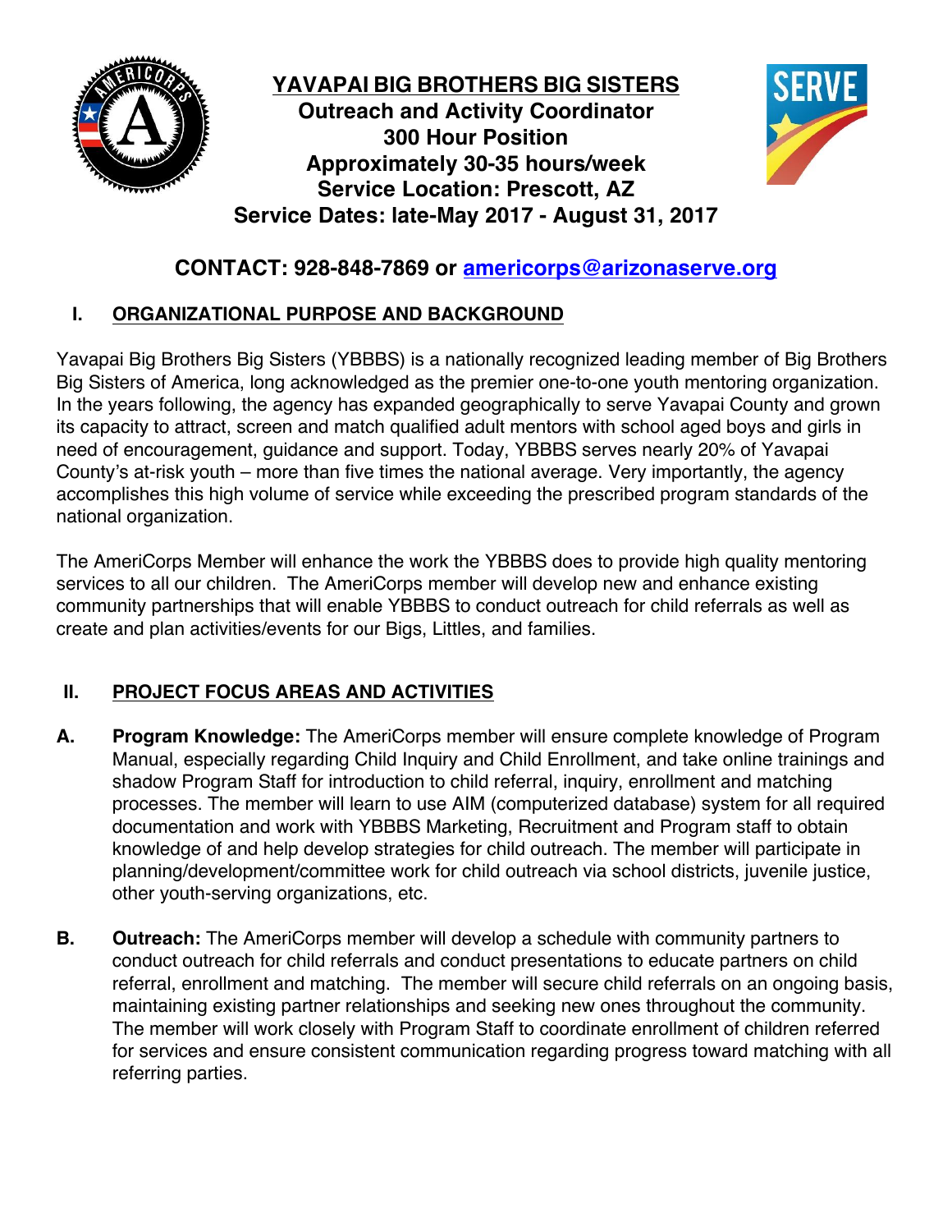# YAVAPAI BIG BROTHERS BIG SISTERS

**Outreach and Activity Coordinator**
**300 Hour Position**
**Approximately 30-35 hours/week**
**Service Location: Prescott, AZ**
**Service Dates: late-May 2017 - August 31, 2017**

## CONTACT: 928-848-7869 or americorps@arizonaserve.org

## I. ORGANIZATIONAL PURPOSE AND BACKGROUND

Yavapai Big Brothers Big Sisters (YBBBS) is a nationally recognized leading member of Big Brothers Big Sisters of America, long acknowledged as the premier one-to-one youth mentoring organization. In the years following, the agency has expanded geographically to serve Yavapai County and grown its capacity to attract, screen and match qualified adult mentors with school aged boys and girls in need of encouragement, guidance and support. Today, YBBBS serves nearly 20% of Yavapai County's at-risk youth – more than five times the national average. Very importantly, the agency accomplishes this high volume of service while exceeding the prescribed program standards of the national organization.

The AmeriCorps Member will enhance the work the YBBBS does to provide high quality mentoring services to all our children. The AmeriCorps member will develop new and enhance existing community partnerships that will enable YBBBS to conduct outreach for child referrals as well as create and plan activities/events for our Bigs, Littles, and families.

## II. PROJECT FOCUS AREAS AND ACTIVITIES

**A.** **Program Knowledge:** The AmeriCorps member will ensure complete knowledge of Program Manual, especially regarding Child Inquiry and Child Enrollment, and take online trainings and shadow Program Staff for introduction to child referral, inquiry, enrollment and matching processes. The member will learn to use AIM (computerized database) system for all required documentation and work with YBBBS Marketing, Recruitment and Program staff to obtain knowledge of and help develop strategies for child outreach. The member will participate in planning/development/committee work for child outreach via school districts, juvenile justice, other youth-serving organizations, etc.

**B.** **Outreach:** The AmeriCorps member will develop a schedule with community partners to conduct outreach for child referrals and conduct presentations to educate partners on child referral, enrollment and matching. The member will secure child referrals on an ongoing basis, maintaining existing partner relationships and seeking new ones throughout the community. The member will work closely with Program Staff to coordinate enrollment of children referred for services and ensure consistent communication regarding progress toward matching with all referring parties.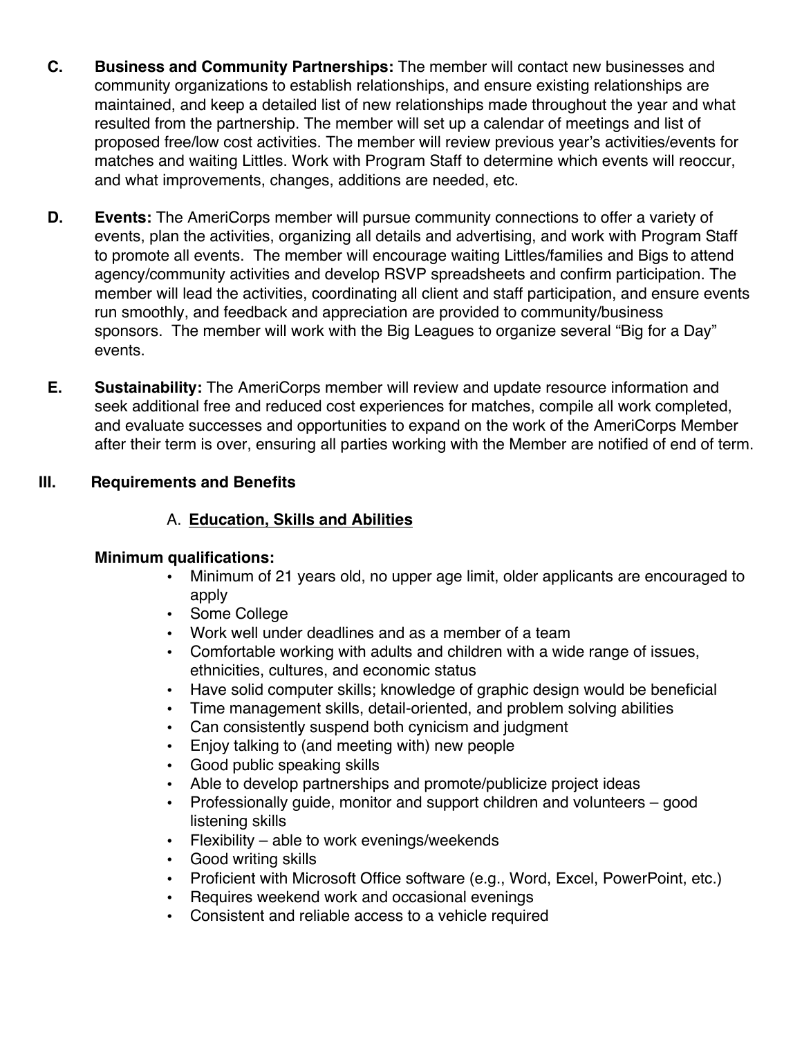**C. Business and Community Partnerships:** The member will contact new businesses and community organizations to establish relationships, and ensure existing relationships are maintained, and keep a detailed list of new relationships made throughout the year and what resulted from the partnership. The member will set up a calendar of meetings and list of proposed free/low cost activities. The member will review previous year's activities/events for matches and waiting Littles. Work with Program Staff to determine which events will reoccur, and what improvements, changes, additions are needed, etc.

**D. Events:** The AmeriCorps member will pursue community connections to offer a variety of events, plan the activities, organizing all details and advertising, and work with Program Staff to promote all events. The member will encourage waiting Littles/families and Bigs to attend agency/community activities and develop RSVP spreadsheets and confirm participation. The member will lead the activities, coordinating all client and staff participation, and ensure events run smoothly, and feedback and appreciation are provided to community/business sponsors. The member will work with the Big Leagues to organize several "Big for a Day" events.

**E. Sustainability:** The AmeriCorps member will review and update resource information and seek additional free and reduced cost experiences for matches, compile all work completed, and evaluate successes and opportunities to expand on the work of the AmeriCorps Member after their term is over, ensuring all parties working with the Member are notified of end of term.

## III. Requirements and Benefits

### A. <u>Education, Skills and Abilities</u>

**Minimum qualifications:**

- Minimum of 21 years old, no upper age limit, older applicants are encouraged to apply
- Some College
- Work well under deadlines and as a member of a team
- Comfortable working with adults and children with a wide range of issues, ethnicities, cultures, and economic status
- Have solid computer skills; knowledge of graphic design would be beneficial
- Time management skills, detail-oriented, and problem solving abilities
- Can consistently suspend both cynicism and judgment
- Enjoy talking to (and meeting with) new people
- Good public speaking skills
- Able to develop partnerships and promote/publicize project ideas
- Professionally guide, monitor and support children and volunteers – good listening skills
- Flexibility – able to work evenings/weekends
- Good writing skills
- Proficient with Microsoft Office software (e.g., Word, Excel, PowerPoint, etc.)
- Requires weekend work and occasional evenings
- Consistent and reliable access to a vehicle required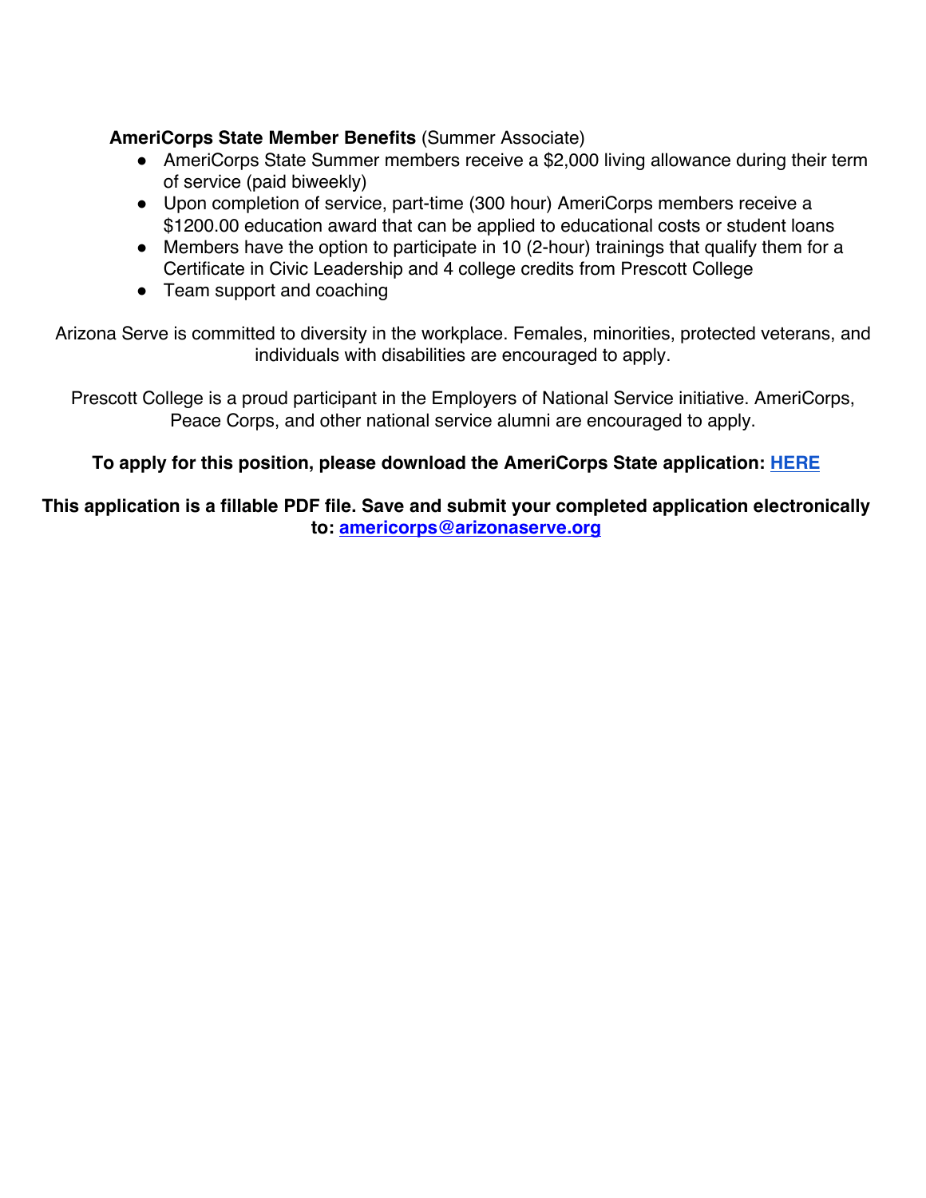**AmeriCorps State Member Benefits** (Summer Associate)

- AmeriCorps State Summer members receive a $2,000 living allowance during their term of service (paid biweekly)
- Upon completion of service, part-time (300 hour) AmeriCorps members receive a $1200.00 education award that can be applied to educational costs or student loans
- Members have the option to participate in 10 (2-hour) trainings that qualify them for a Certificate in Civic Leadership and 4 college credits from Prescott College
- Team support and coaching

Arizona Serve is committed to diversity in the workplace. Females, minorities, protected veterans, and individuals with disabilities are encouraged to apply.

Prescott College is a proud participant in the Employers of National Service initiative. AmeriCorps, Peace Corps, and other national service alumni are encouraged to apply.

**To apply for this position, please download the AmeriCorps State application: HERE**

**This application is a fillable PDF file. Save and submit your completed application electronically to: americorps@arizonaserve.org**